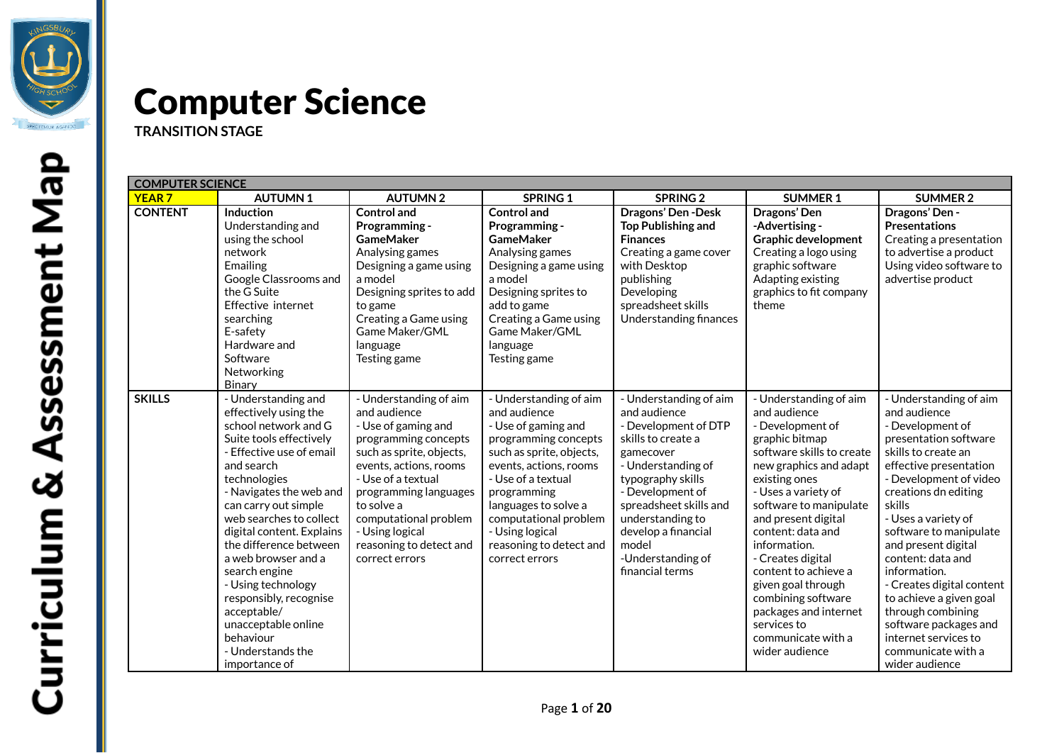# Curriculum & Assessment Map

# Computer Science

**TRANSITION STAGE**

| COMPUTER SCIENCE | | | | | | |
|---|---|---|---|---|---|---|
| **YEAR 7** | **AUTUMN 1** | **AUTUMN 2** | **SPRING 1** | **SPRING 2** | **SUMMER 1** | **SUMMER 2** |
| **CONTENT** | **Induction**<br>Understanding and using the school network<br>Emailing<br>Google Classrooms and the G Suite<br>Effective internet searching<br>E-safety<br>Hardware and Software<br>Networking<br>Binary | **Control and Programming - GameMaker**<br>Analysing games<br>Designing a game using a model<br>Designing sprites to add to game<br>Creating a Game using Game Maker/GML language<br>Testing game | **Control and Programming - GameMaker**<br>Analysing games<br>Designing a game using a model<br>Designing sprites to add to game<br>Creating a Game using Game Maker/GML language<br>Testing game | **Dragons' Den -Desk Top Publishing and Finances**<br>Creating a game cover with Desktop publishing<br>Developing spreadsheet skills<br>Understanding finances | **Dragons' Den -Advertising - Graphic development**<br>Creating a logo using graphic software<br>Adapting existing graphics to fit company theme | **Dragons' Den - Presentations**<br>Creating a presentation to advertise a product<br>Using video software to advertise product |
| **SKILLS** | - Understanding and effectively using the school network and G Suite tools effectively<br>- Effective use of email and search technologies<br>- Navigates the web and can carry out simple web searches to collect digital content. Explains the difference between a web browser and a search engine<br>- Using technology responsibly, recognise acceptable/ unacceptable online behaviour<br>- Understands the importance of | - Understanding of aim and audience<br>- Use of gaming and programming concepts such as sprite, objects, events, actions, rooms<br>- Use of a textual programming languages to solve a computational problem<br>- Using logical reasoning to detect and correct errors | - Understanding of aim and audience<br>- Use of gaming and programming concepts such as sprite, objects, events, actions, rooms<br>- Use of a textual programming languages to solve a computational problem<br>- Using logical reasoning to detect and correct errors | - Understanding of aim and audience<br>- Development of DTP skills to create a gamecover<br>- Understanding of typography skills<br>- Development of spreadsheet skills and understanding to develop a financial model<br>-Understanding of financial terms | - Understanding of aim and audience<br>- Development of graphic bitmap software skills to create new graphics and adapt existing ones<br>- Uses a variety of software to manipulate and present digital content: data and information.<br>- Creates digital content to achieve a given goal through combining software packages and internet services to communicate with a wider audience | - Understanding of aim and audience<br>- Development of presentation software skills to create an effective presentation<br>- Development of video creations dn editing skills<br>- Uses a variety of software to manipulate and present digital content: data and information.<br>- Creates digital content to achieve a given goal through combining software packages and internet services to communicate with a wider audience |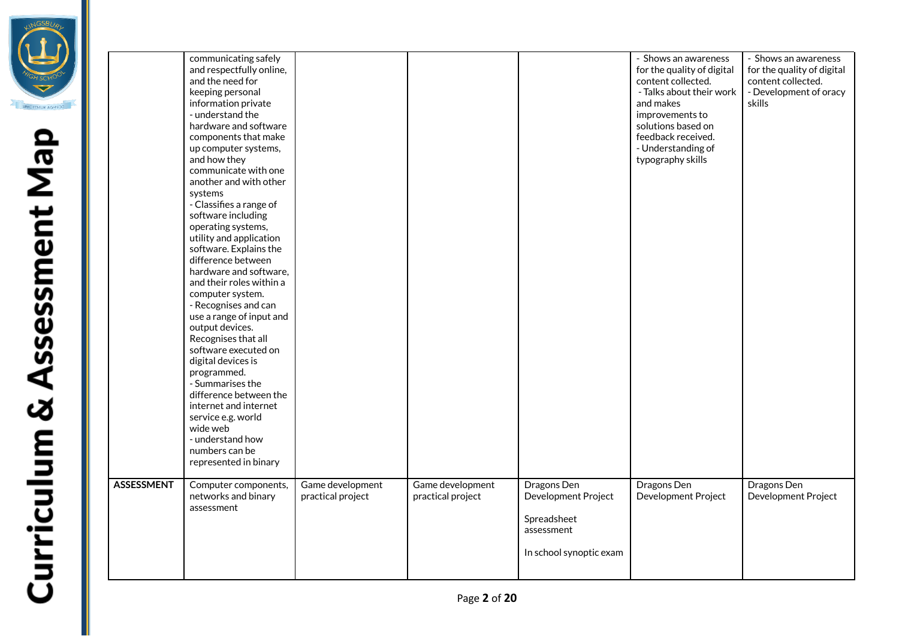| | | | | | | |
|---|---|---|---|---|---|---|
| | communicating safely and respectfully online, and the need for keeping personal information private<br>- understand the hardware and software components that make up computer systems, and how they communicate with one another and with other systems<br>- Classifies a range of software including operating systems, utility and application software. Explains the difference between hardware and software, and their roles within a computer system.<br>- Recognises and can use a range of input and output devices. Recognises that all software executed on digital devices is programmed.<br>- Summarises the difference between the internet and internet service e.g. world wide web<br>- understand how numbers can be represented in binary | | | | - Shows an awareness for the quality of digital content collected.<br>- Talks about their work and makes improvements to solutions based on feedback received.<br>- Understanding of typography skills | - Shows an awareness for the quality of digital content collected.<br>- Development of oracy skills |
| **ASSESSMENT** | Computer components, networks and binary assessment | Game development practical project | Game development practical project | Dragons Den Development Project<br><br>Spreadsheet assessment<br><br>In school synoptic exam | Dragons Den Development Project | Dragons Den Development Project |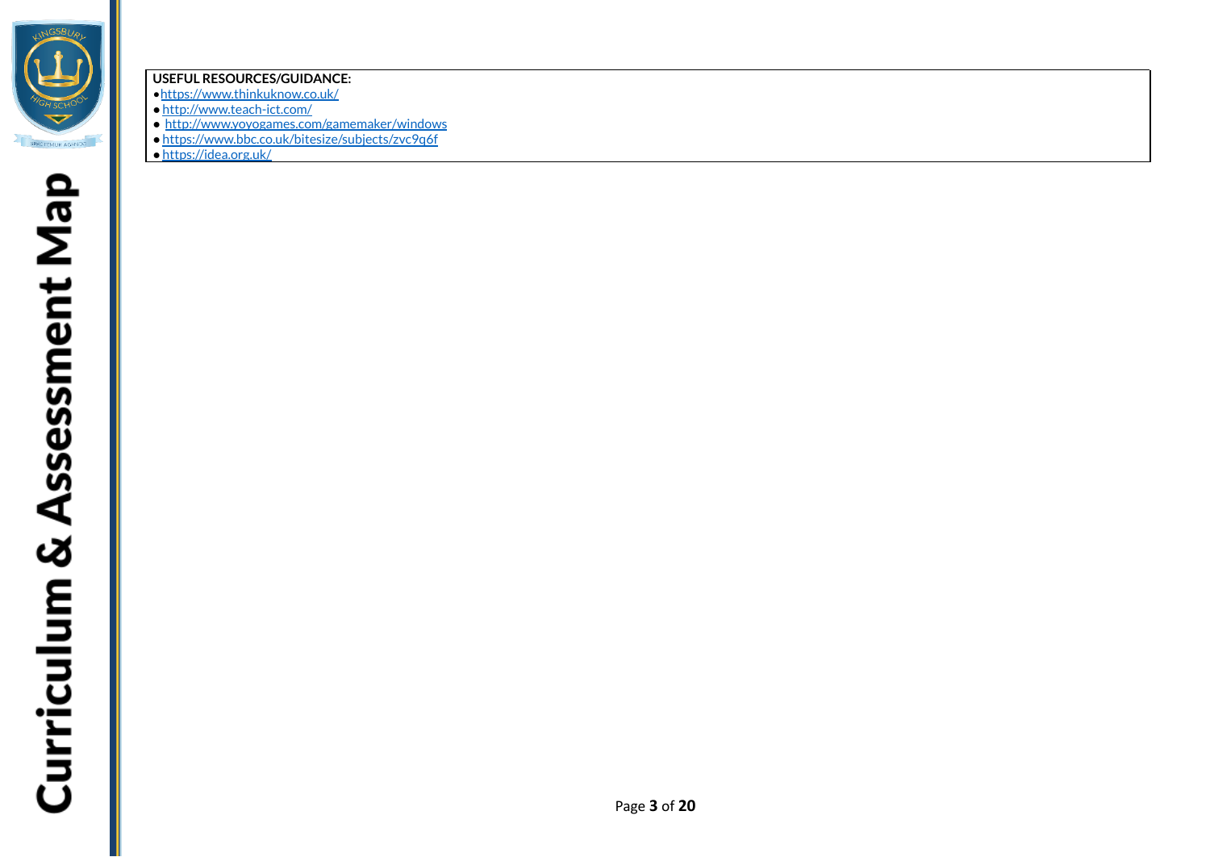**USEFUL RESOURCES/GUIDANCE:**

- https://www.thinkuknow.co.uk/
- http://www.teach-ict.com/
- http://www.yoyogames.com/gamemaker/windows
- https://www.bbc.co.uk/bitesize/subjects/zvc9q6f
- https://idea.org.uk/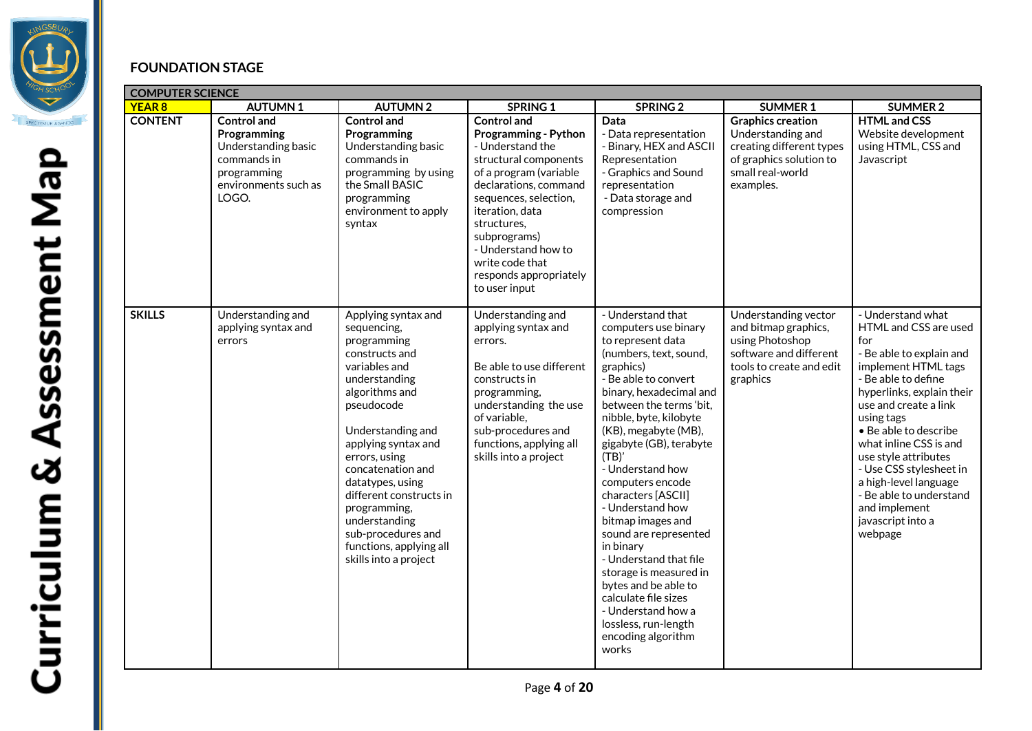Curriculum & Assessment Map

## FOUNDATION STAGE

| COMPUTER SCIENCE | | | | | | | |
|---|---|---|---|---|---|---|---|
| **YEAR 8** | **AUTUMN 1** | **AUTUMN 2** | **SPRING 1** | **SPRING 2** | **SUMMER 1** | **SUMMER 2** |
| **CONTENT** | **Control and Programming** Understanding basic commands in programming environments such as LOGO. | **Control and Programming** Understanding basic commands in programming by using the Small BASIC programming environment to apply syntax | **Control and Programming - Python** - Understand the structural components of a program (variable declarations, command sequences, selection, iteration, data structures, subprograms) - Understand how to write code that responds appropriately to user input | **Data** - Data representation - Binary, HEX and ASCII Representation - Graphics and Sound representation - Data storage and compression | **Graphics creation** Understanding and creating different types of graphics solution to small real-world examples. | **HTML and CSS** Website development using HTML, CSS and Javascript |
| **SKILLS** | Understanding and applying syntax and errors | Applying syntax and sequencing, programming constructs and variables and understanding algorithms and pseudocode<br><br>Understanding and applying syntax and errors, using concatenation and datatypes, using different constructs in programming, understanding sub-procedures and functions, applying all skills into a project | Understanding and applying syntax and errors.<br><br>Be able to use different constructs in programming, understanding the use of variable, sub-procedures and functions, applying all skills into a project | - Understand that computers use binary to represent data (numbers, text, sound, graphics) - Be able to convert binary, hexadecimal and between the terms 'bit, nibble, byte, kilobyte (KB), megabyte (MB), gigabyte (GB), terabyte (TB)' - Understand how computers encode characters [ASCII] - Understand how bitmap images and sound are represented in binary - Understand that file storage is measured in bytes and be able to calculate file sizes - Understand how a lossless, run-length encoding algorithm works | Understanding vector and bitmap graphics, using Photoshop software and different tools to create and edit graphics | - Understand what HTML and CSS are used for - Be able to explain and implement HTML tags - Be able to define hyperlinks, explain their use and create a link using tags • Be able to describe what inline CSS is and use style attributes - Use CSS stylesheet in a high-level language - Be able to understand and implement javascript into a webpage |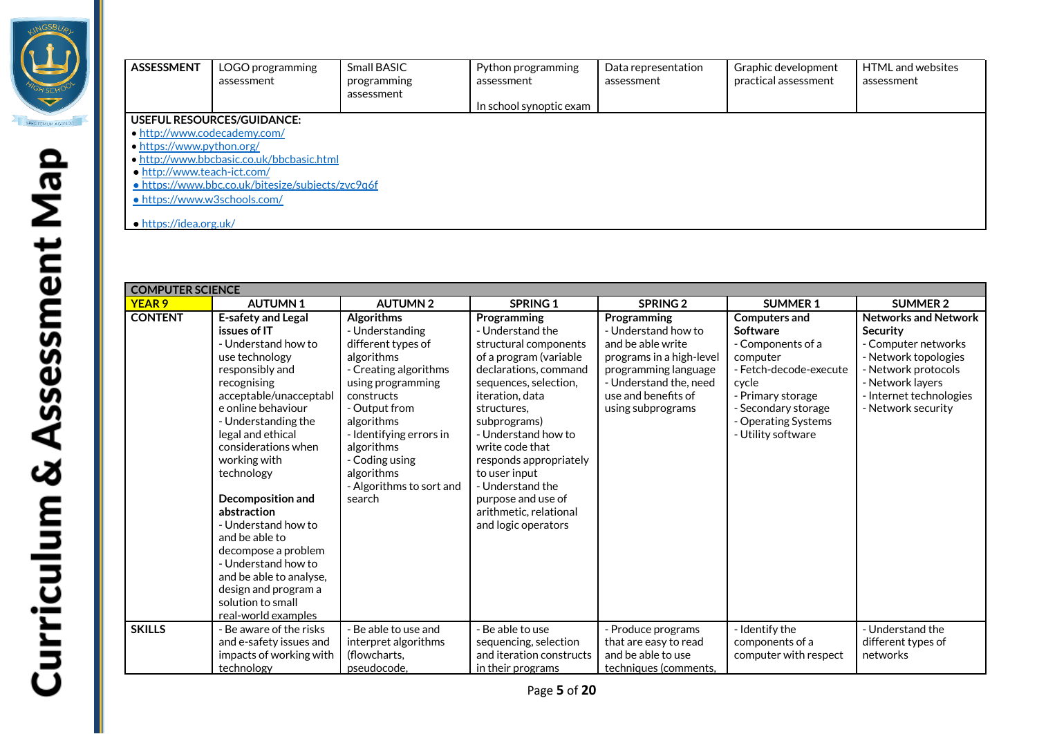| ASSESSMENT | LOGO programming assessment | Small BASIC programming assessment | Python programming assessment<br><br>In school synoptic exam | Data representation assessment | Graphic development practical assessment | HTML and websites assessment |
|---|---|---|---|---|---|---|

**USEFUL RESOURCES/GUIDANCE:**

- http://www.codecademy.com/
- https://www.python.org/
- http://www.bbcbasic.co.uk/bbcbasic.html
- http://www.teach-ict.com/
- https://www.bbc.co.uk/bitesize/subjects/zvc9q6f
- https://www.w3schools.com/
- https://idea.org.uk/

| COMPUTER SCIENCE | | | | | | |
|---|---|---|---|---|---|---|
| **YEAR 9** | **AUTUMN 1** | **AUTUMN 2** | **SPRING 1** | **SPRING 2** | **SUMMER 1** | **SUMMER 2** |
| **CONTENT** | **E-safety and Legal issues of IT**<br>- Understand how to use technology responsibly and recognising acceptable/unacceptable online behaviour<br>- Understanding the legal and ethical considerations when working with technology<br><br>**Decomposition and abstraction**<br>- Understand how to and be able to decompose a problem<br>- Understand how to and be able to analyse, design and program a solution to small real-world examples | **Algorithms**<br>- Understanding different types of algorithms<br>- Creating algorithms using programming constructs<br>- Output from algorithms<br>- Identifying errors in algorithms<br>- Coding using algorithms<br>- Algorithms to sort and search | **Programming**<br>- Understand the structural components of a program (variable declarations, command sequences, selection, iteration, data structures, subprograms)<br>- Understand how to write code that responds appropriately to user input<br>- Understand the purpose and use of arithmetic, relational and logic operators | **Programming**<br>- Understand how to and be able write programs in a high-level programming language<br>- Understand the, need use and benefits of using subprograms | **Computers and Software**<br>- Components of a computer<br>- Fetch-decode-execute cycle<br>- Primary storage<br>- Secondary storage<br>- Operating Systems<br>- Utility software | **Networks and Network Security**<br>- Computer networks<br>- Network topologies<br>- Network protocols<br>- Network layers<br>- Internet technologies<br>- Network security |
| **SKILLS** | - Be aware of the risks and e-safety issues and impacts of working with technology | - Be able to use and interpret algorithms (flowcharts, pseudocode, | - Be able to use sequencing, selection and iteration constructs in their programs | - Produce programs that are easy to read and be able to use techniques (comments, | - Identify the components of a computer with respect | - Understand the different types of networks |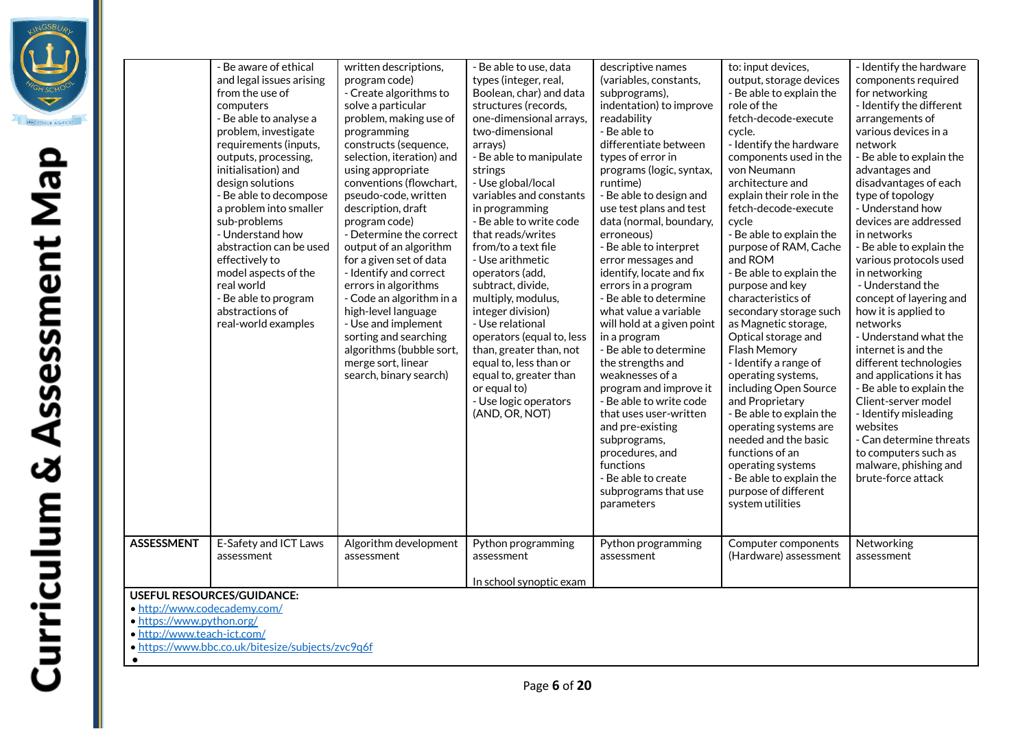| | | | | | | |
|---|---|---|---|---|---|---|
| | - Be aware of ethical and legal issues arising from the use of computers<br>- Be able to analyse a problem, investigate requirements (inputs, outputs, processing, initialisation) and design solutions<br>- Be able to decompose a problem into smaller sub-problems<br>- Understand how abstraction can be used effectively to model aspects of the real world<br>- Be able to program abstractions of real-world examples | written descriptions, program code)<br>- Create algorithms to solve a particular problem, making use of programming constructs (sequence, selection, iteration) and using appropriate conventions (flowchart, pseudo-code, written description, draft program code)<br>- Determine the correct output of an algorithm for a given set of data<br>- Identify and correct errors in algorithms<br>- Code an algorithm in a high-level language<br>- Use and implement sorting and searching algorithms (bubble sort, merge sort, linear search, binary search) | - Be able to use, data types (integer, real, Boolean, char) and data structures (records, one-dimensional arrays, two-dimensional arrays)<br>- Be able to manipulate strings<br>- Use global/local variables and constants in programming<br>- Be able to write code that reads/writes from/to a text file<br>- Use arithmetic operators (add, subtract, divide, multiply, modulus, integer division)<br>- Use relational operators (equal to, less than, greater than, not equal to, less than or equal to, greater than or equal to)<br>- Use logic operators (AND, OR, NOT) | descriptive names (variables, constants, subprograms), indentation) to improve readability<br>- Be able to differentiate between types of error in programs (logic, syntax, runtime)<br>- Be able to design and use test plans and test data (normal, boundary, erroneous)<br>- Be able to interpret error messages and identify, locate and fix errors in a program<br>- Be able to determine what value a variable will hold at a given point in a program<br>- Be able to determine the strengths and weaknesses of a program and improve it<br>- Be able to write code that uses user-written and pre-existing subprograms, procedures, and functions<br>- Be able to create subprograms that use parameters | to: input devices, output, storage devices<br>- Be able to explain the role of the fetch-decode-execute cycle.<br>- Identify the hardware components used in the von Neumann architecture and explain their role in the fetch-decode-execute cycle<br>- Be able to explain the purpose of RAM, Cache and ROM<br>- Be able to explain the purpose and key characteristics of secondary storage such as Magnetic storage, Optical storage and Flash Memory<br>- Identify a range of operating systems, including Open Source and Proprietary<br>- Be able to explain the operating systems are needed and the basic functions of an operating systems<br>- Be able to explain the purpose of different system utilities | - Identify the hardware components required for networking<br>- Identify the different arrangements of various devices in a network<br>- Be able to explain the advantages and disadvantages of each type of topology<br>- Understand how devices are addressed in networks<br>- Be able to explain the various protocols used in networking<br>- Understand the concept of layering and how it is applied to networks<br>- Understand what the internet is and the different technologies and applications it has<br>- Be able to explain the Client-server model<br>- Identify misleading websites<br>- Can determine threats to computers such as malware, phishing and brute-force attack |
| **ASSESSMENT** | E-Safety and ICT Laws assessment | Algorithm development assessment | Python programming assessment<br><br>In school synoptic exam | Python programming assessment | Computer components (Hardware) assessment | Networking assessment |

**USEFUL RESOURCES/GUIDANCE:**

- http://www.codecademy.com/
- https://www.python.org/
- http://www.teach-ict.com/
- https://www.bbc.co.uk/bitesize/subjects/zvc9q6f
-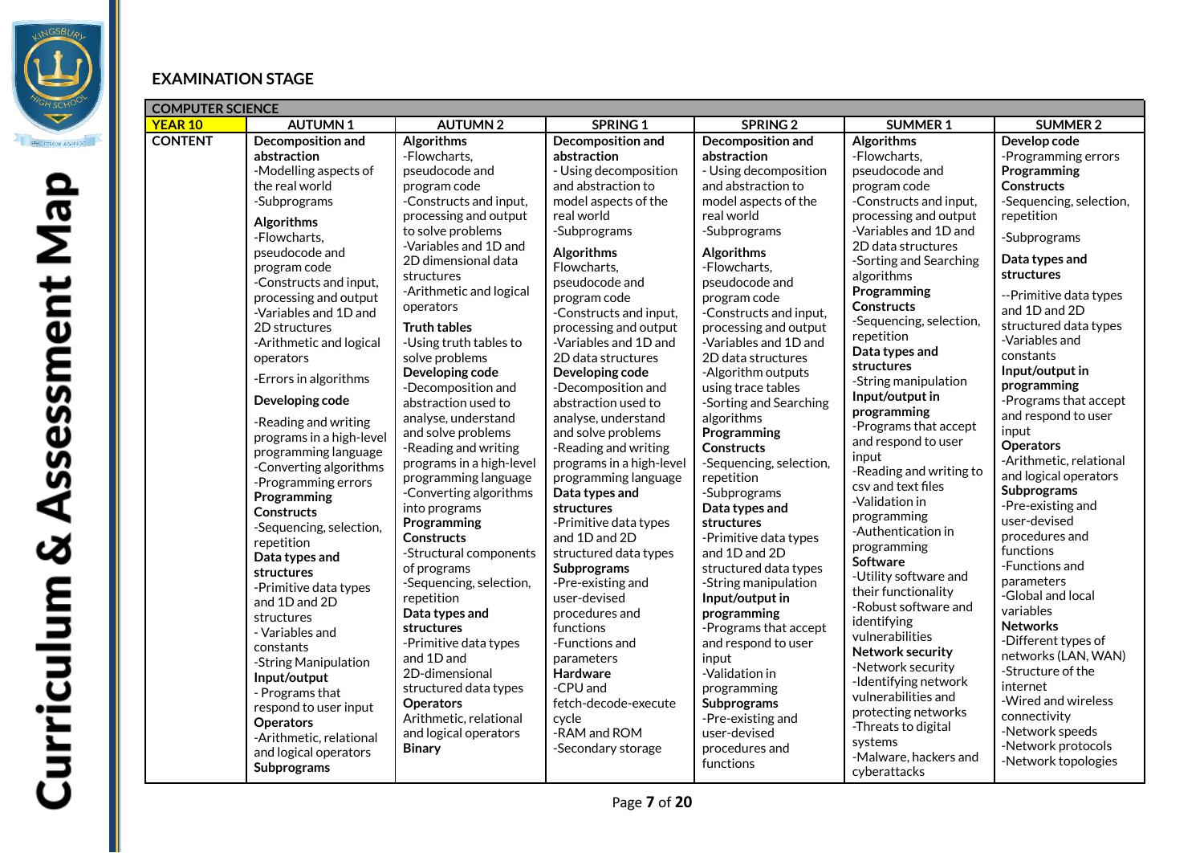# Curriculum & Assessment Map

## EXAMINATION STAGE

| COMPUTER SCIENCE | | | | | | |
|---|---|---|---|---|---|---|
| **YEAR 10** | **AUTUMN 1** | **AUTUMN 2** | **SPRING 1** | **SPRING 2** | **SUMMER 1** | **SUMMER 2** |
| **CONTENT** | **Decomposition and abstraction**<br>-Modelling aspects of the real world<br>-Subprograms<br>**Algorithms**<br>-Flowcharts, pseudocode and program code<br>-Constructs and input, processing and output<br>-Variables and 1D and 2D structures<br>-Arithmetic and logical operators<br>-Errors in algorithms<br>**Developing code**<br>-Reading and writing programs in a high-level programming language<br>-Converting algorithms<br>-Programming errors<br>**Programming Constructs**<br>-Sequencing, selection, repetition<br>**Data types and structures**<br>-Primitive data types and 1D and 2D structures<br>- Variables and constants<br>-String Manipulation<br>**Input/output**<br>- Programs that respond to user input<br>**Operators**<br>-Arithmetic, relational and logical operators<br>**Subprograms** | **Algorithms**<br>-Flowcharts, pseudocode and program code<br>-Constructs and input, processing and output to solve problems<br>-Variables and 1D and 2D dimensional data structures<br>-Arithmetic and logical operators<br>**Truth tables**<br>-Using truth tables to solve problems<br>**Developing code**<br>-Decomposition and abstraction used to analyse, understand and solve problems<br>-Reading and writing programs in a high-level programming language<br>-Converting algorithms into programs<br>**Programming Constructs**<br>-Structural components of programs<br>-Sequencing, selection, repetition<br>**Data types and structures**<br>-Primitive data types and 1D and 2D-dimensional structured data types<br>**Operators**<br>Arithmetic, relational and logical operators<br>**Binary** | **Decomposition and abstraction**<br>- Using decomposition and abstraction to model aspects of the real world<br>-Subprograms<br>**Algorithms**<br>Flowcharts, pseudocode and program code<br>-Constructs and input, processing and output<br>-Variables and 1D and 2D data structures<br>**Developing code**<br>-Decomposition and abstraction used to analyse, understand and solve problems<br>-Reading and writing programs in a high-level programming language<br>**Data types and structures**<br>-Primitive data types and 1D and 2D structured data types<br>**Subprograms**<br>-Pre-existing and user-devised procedures and functions<br>-Functions and parameters<br>**Hardware**<br>-CPU and fetch-decode-execute cycle<br>-RAM and ROM<br>-Secondary storage | **Decomposition and abstraction**<br>- Using decomposition and abstraction to model aspects of the real world<br>-Subprograms<br>**Algorithms**<br>-Flowcharts, pseudocode and program code<br>-Constructs and input, processing and output<br>-Variables and 1D and 2D data structures<br>-Algorithm outputs using trace tables<br>-Sorting and Searching algorithms<br>**Programming Constructs**<br>-Sequencing, selection, repetition<br>-Subprograms<br>**Data types and structures**<br>-Primitive data types and 1D and 2D structured data types<br>-String manipulation<br>**Input/output in programming**<br>-Programs that accept and respond to user input<br>-Validation in programming<br>**Subprograms**<br>-Pre-existing and user-devised procedures and functions | **Algorithms**<br>-Flowcharts, pseudocode and program code<br>-Constructs and input, processing and output<br>-Variables and 1D and 2D data structures<br>-Sorting and Searching algorithms<br>**Programming Constructs**<br>-Sequencing, selection, repetition<br>**Data types and structures**<br>-String manipulation<br>**Input/output in programming**<br>-Programs that accept and respond to user input<br>-Reading and writing to csv and text files<br>-Validation in programming<br>-Authentication in programming<br>**Software**<br>-Utility software and their functionality<br>-Robust software and identifying vulnerabilities<br>**Network security**<br>-Network security<br>-Identifying network vulnerabilities and protecting networks<br>-Threats to digital systems<br>-Malware, hackers and cyberattacks | **Develop code**<br>-Programming errors<br>**Programming Constructs**<br>-Sequencing, selection, repetition<br>-Subprograms<br>**Data types and structures**<br>--Primitive data types and 1D and 2D structured data types<br>-Variables and constants<br>**Input/output in programming**<br>-Programs that accept and respond to user input<br>**Operators**<br>-Arithmetic, relational and logical operators<br>**Subprograms**<br>-Pre-existing and user-devised procedures and functions<br>-Functions and parameters<br>-Global and local variables<br>**Networks**<br>-Different types of networks (LAN, WAN)<br>-Structure of the internet<br>-Wired and wireless connectivity<br>-Network speeds<br>-Network protocols<br>-Network topologies |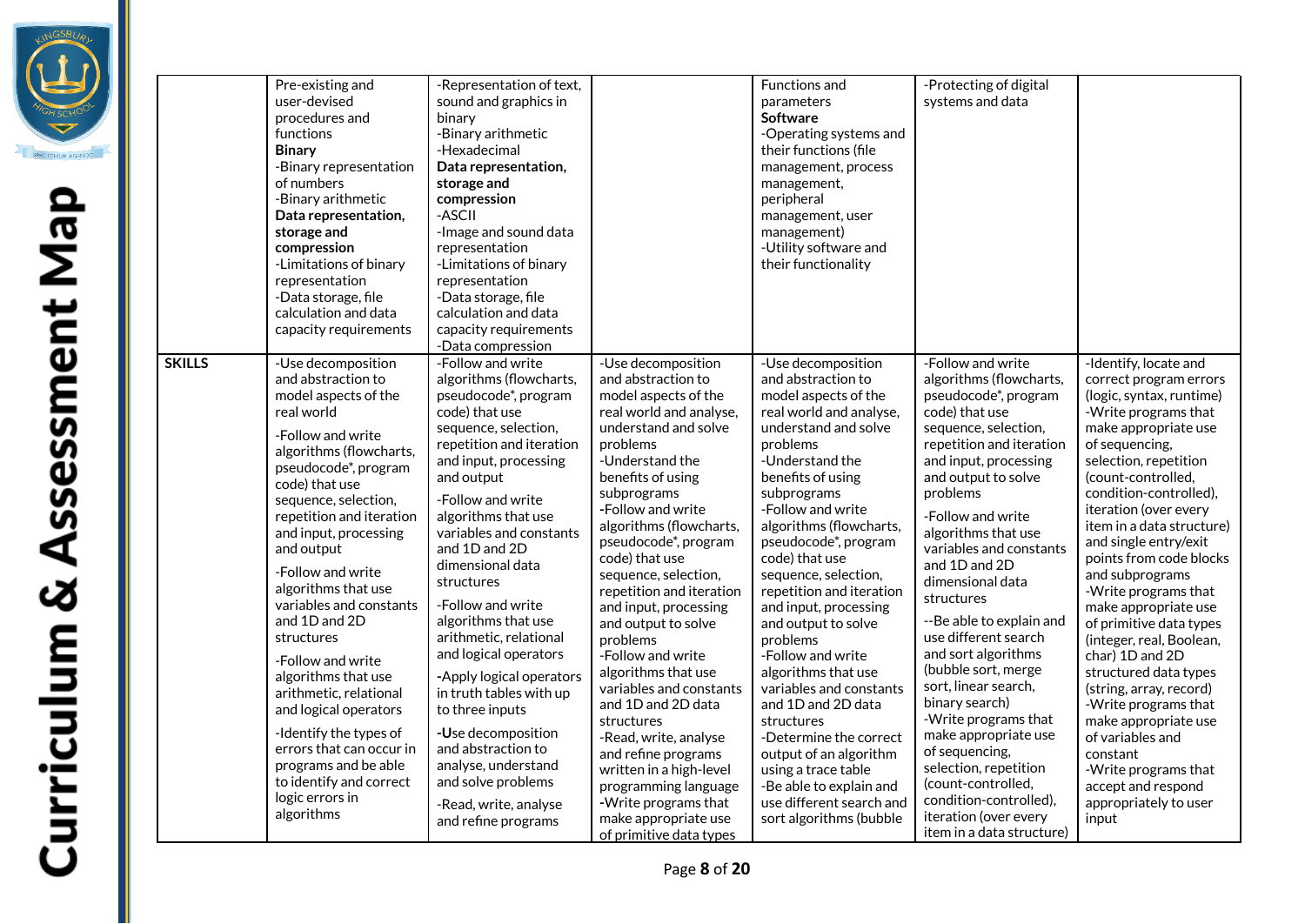| | | | | | | |
|---|---|---|---|---|---|---|
| | Pre-existing and user-devised procedures and functions<br>**Binary**<br>-Binary representation of numbers<br>-Binary arithmetic<br>**Data representation, storage and compression**<br>-Limitations of binary representation<br>-Data storage, file calculation and data capacity requirements | -Representation of text, sound and graphics in binary<br>-Binary arithmetic<br>-Hexadecimal<br>**Data representation, storage and compression**<br>-ASCII<br>-Image and sound data representation<br>-Limitations of binary representation<br>-Data storage, file calculation and data capacity requirements<br>-Data compression | | Functions and parameters<br>**Software**<br>-Operating systems and their functions (file management, process management, peripheral management, user management)<br>-Utility software and their functionality | -Protecting of digital systems and data | |
| **SKILLS** | -Use decomposition and abstraction to model aspects of the real world<br>-Follow and write algorithms (flowcharts, pseudocode*, program code) that use sequence, selection, repetition and iteration and input, processing and output<br>-Follow and write algorithms that use variables and constants and 1D and 2D structures<br>-Follow and write algorithms that use arithmetic, relational and logical operators<br>-Identify the types of errors that can occur in programs and be able to identify and correct logic errors in algorithms | -Follow and write algorithms (flowcharts, pseudocode*, program code) that use sequence, selection, repetition and iteration and input, processing and output<br>-Follow and write algorithms that use variables and constants and 1D and 2D dimensional data structures<br>-Follow and write algorithms that use arithmetic, relational and logical operators<br>-Apply logical operators in truth tables with up to three inputs<br>-Use decomposition and abstraction to analyse, understand and solve problems<br>-Read, write, analyse and refine programs | -Use decomposition and abstraction to model aspects of the real world and analyse, understand and solve problems<br>-Understand the benefits of using subprograms<br>-Follow and write algorithms (flowcharts, pseudocode*, program code) that use sequence, selection, repetition and iteration and input, processing and output to solve problems<br>-Follow and write algorithms that use variables and constants and 1D and 2D data structures<br>-Read, write, analyse and refine programs written in a high-level programming language<br>-Write programs that make appropriate use of primitive data types | -Use decomposition and abstraction to model aspects of the real world and analyse, understand and solve problems<br>-Understand the benefits of using subprograms<br>-Follow and write algorithms (flowcharts, pseudocode*, program code) that use sequence, selection, repetition and iteration and input, processing and output to solve problems<br>-Follow and write algorithms that use variables and constants and 1D and 2D data structures<br>-Determine the correct output of an algorithm using a trace table<br>-Be able to explain and use different search and sort algorithms (bubble | -Follow and write algorithms (flowcharts, pseudocode*, program code) that use sequence, selection, repetition and iteration and input, processing and output to solve problems<br>-Follow and write algorithms that use variables and constants and 1D and 2D dimensional data structures<br>--Be able to explain and use different search and sort algorithms (bubble sort, merge sort, linear search, binary search)<br>-Write programs that make appropriate use of sequencing, selection, repetition (count-controlled, condition-controlled), iteration (over every item in a data structure) | -Identify, locate and correct program errors (logic, syntax, runtime)<br>-Write programs that make appropriate use of sequencing, selection, repetition (count-controlled, condition-controlled), iteration (over every item in a data structure) and single entry/exit points from code blocks and subprograms<br>-Write programs that make appropriate use of primitive data types (integer, real, Boolean, char) 1D and 2D structured data types (string, array, record)<br>-Write programs that make appropriate use of variables and constant<br>-Write programs that accept and respond appropriately to user input |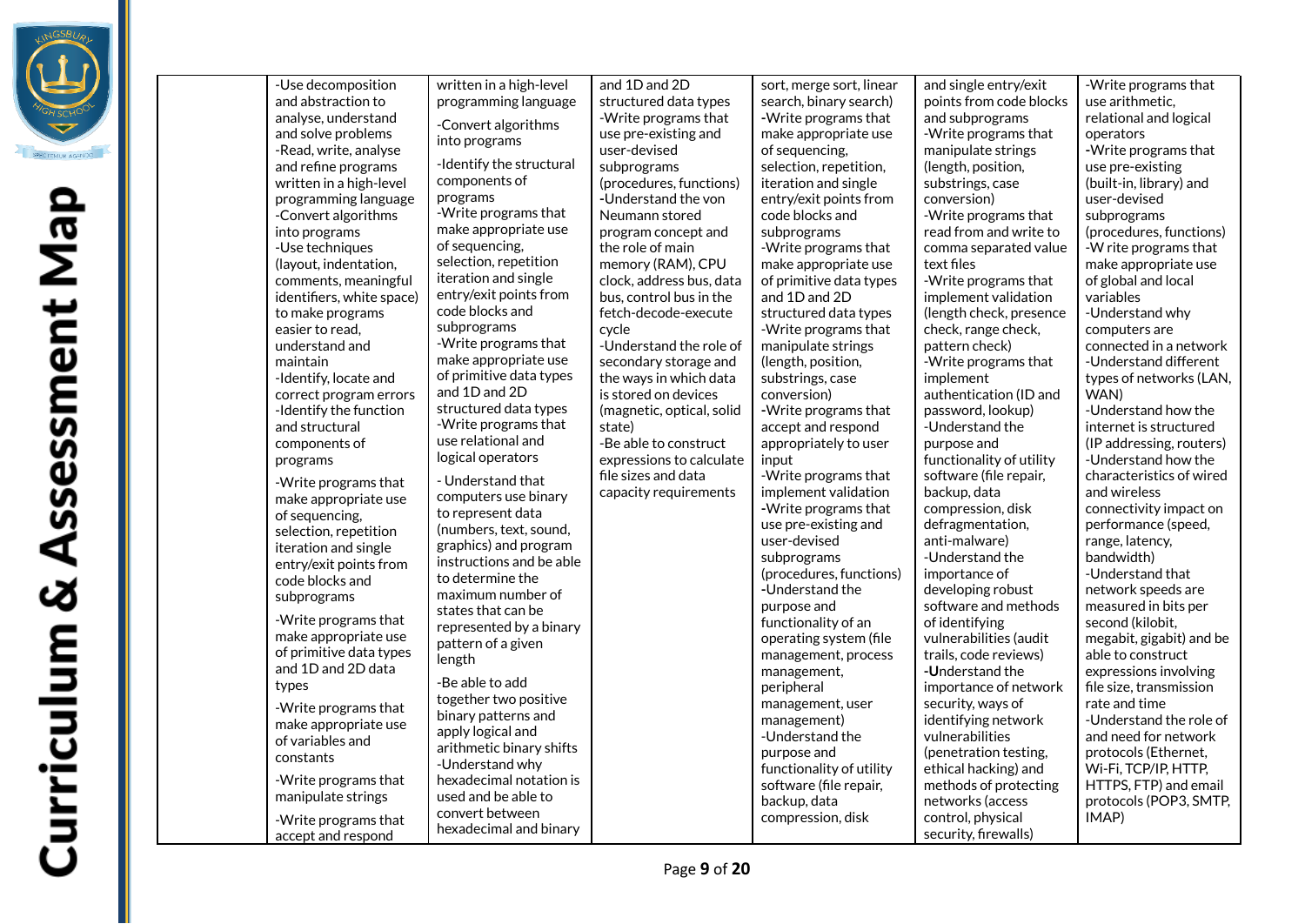| | | | | | | |
|---|---|---|---|---|---|---|
| | -Use decomposition and abstraction to analyse, understand and solve problems<br>-Read, write, analyse and refine programs written in a high-level programming language<br>-Convert algorithms into programs<br>-Use techniques (layout, indentation, comments, meaningful identifiers, white space) to make programs easier to read, understand and maintain<br>-Identify, locate and correct program errors<br>-Identify the function and structural components of programs<br>-Write programs that make appropriate use of sequencing, selection, repetition iteration and single entry/exit points from code blocks and subprograms<br>-Write programs that make appropriate use of primitive data types and 1D and 2D data types<br>-Write programs that make appropriate use of variables and constants<br>-Write programs that manipulate strings<br>-Write programs that accept and respond | written in a high-level programming language<br>-Convert algorithms into programs<br>-Identify the structural components of programs<br>-Write programs that make appropriate use of sequencing, selection, repetition iteration and single entry/exit points from code blocks and subprograms<br>-Write programs that make appropriate use of primitive data types and 1D and 2D structured data types<br>-Write programs that use relational and logical operators<br>- Understand that computers use binary to represent data (numbers, text, sound, graphics) and program instructions and be able to determine the maximum number of states that can be represented by a binary pattern of a given length<br>-Be able to add together two positive binary patterns and apply logical and arithmetic binary shifts<br>-Understand why hexadecimal notation is used and be able to convert between hexadecimal and binary | and 1D and 2D structured data types<br>-Write programs that use pre-existing and user-devised subprograms (procedures, functions)<br>-Understand the von Neumann stored program concept and the role of main memory (RAM), CPU clock, address bus, data bus, control bus in the fetch-decode-execute cycle<br>-Understand the role of secondary storage and the ways in which data is stored on devices (magnetic, optical, solid state)<br>-Be able to construct expressions to calculate file sizes and data capacity requirements | sort, merge sort, linear search, binary search)<br>-Write programs that make appropriate use of sequencing, selection, repetition, iteration and single entry/exit points from code blocks and subprograms<br>-Write programs that make appropriate use of primitive data types and 1D and 2D structured data types<br>-Write programs that manipulate strings (length, position, substrings, case conversion)<br>-Write programs that accept and respond appropriately to user input<br>-Write programs that implement validation<br>-Write programs that use pre-existing and user-devised subprograms (procedures, functions)<br>-Understand the purpose and functionality of an operating system (file management, process management, peripheral management, user management)<br>-Understand the purpose and functionality of utility software (file repair, backup, data compression, disk | and single entry/exit points from code blocks and subprograms<br>-Write programs that manipulate strings (length, position, substrings, case conversion)<br>-Write programs that read from and write to comma separated value text files<br>-Write programs that implement validation (length check, presence check, range check, pattern check)<br>-Write programs that implement authentication (ID and password, lookup)<br>-Understand the purpose and functionality of utility software (file repair, backup, data compression, disk defragmentation, anti-malware)<br>-Understand the importance of developing robust software and methods of identifying vulnerabilities (audit trails, code reviews)<br>-Understand the importance of network security, ways of identifying network vulnerabilities (penetration testing, ethical hacking) and methods of protecting networks (access control, physical security, firewalls) | -Write programs that use arithmetic, relational and logical operators<br>-Write programs that use pre-existing (built-in, library) and user-devised subprograms (procedures, functions)<br>-W rite programs that make appropriate use of global and local variables<br>-Understand why computers are connected in a network<br>-Understand different types of networks (LAN, WAN)<br>-Understand how the internet is structured (IP addressing, routers)<br>-Understand how the characteristics of wired and wireless connectivity impact on performance (speed, range, latency, bandwidth)<br>-Understand that network speeds are measured in bits per second (kilobit, megabit, gigabit) and be able to construct expressions involving file size, transmission rate and time<br>-Understand the role of and need for network protocols (Ethernet, Wi-Fi, TCP/IP, HTTP, HTTPS, FTP) and email protocols (POP3, SMTP, IMAP) |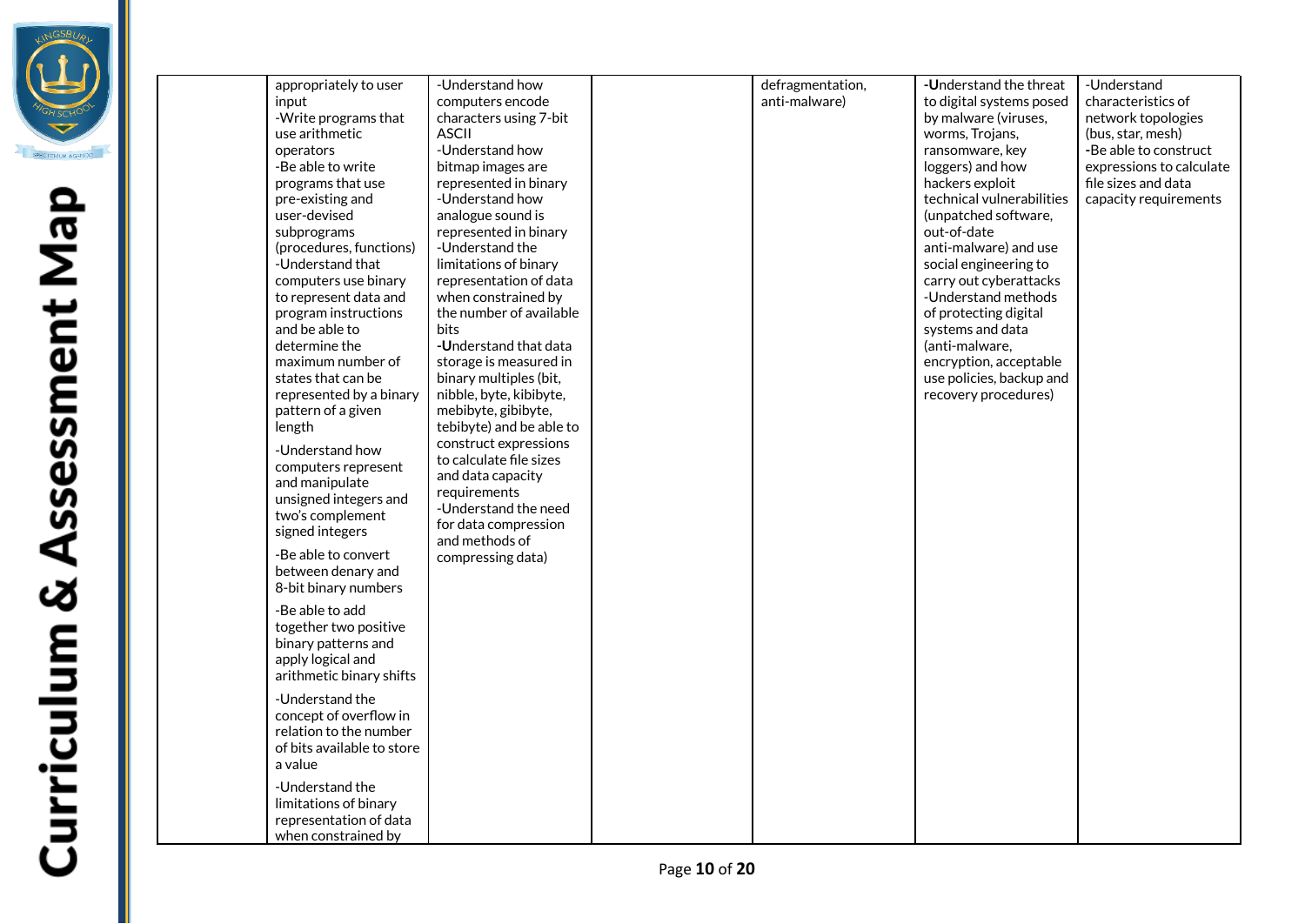|  |  |  |  |  |  |  |
|---|---|---|---|---|---|---|
|  | appropriately to user input<br>-Write programs that use arithmetic operators<br>-Be able to write programs that use pre-existing and user-devised subprograms (procedures, functions)<br>-Understand that computers use binary to represent data and program instructions and be able to determine the maximum number of states that can be represented by a binary pattern of a given length<br>-Understand how computers represent and manipulate unsigned integers and two's complement signed integers<br>-Be able to convert between denary and 8-bit binary numbers<br>-Be able to add together two positive binary patterns and apply logical and arithmetic binary shifts<br>-Understand the concept of overflow in relation to the number of bits available to store a value<br>-Understand the limitations of binary representation of data when constrained by | -Understand how computers encode characters using 7-bit ASCII<br>-Understand how bitmap images are represented in binary<br>-Understand how analogue sound is represented in binary<br>-Understand the limitations of binary representation of data when constrained by the number of available bits<br>-Understand that data storage is measured in binary multiples (bit, nibble, byte, kibibyte, mebibyte, gibibyte, tebibyte) and be able to construct expressions to calculate file sizes and data capacity requirements<br>-Understand the need for data compression and methods of compressing data) |  | defragmentation, anti-malware) | -Understand the threat to digital systems posed by malware (viruses, worms, Trojans, ransomware, key loggers) and how hackers exploit technical vulnerabilities (unpatched software, out-of-date anti-malware) and use social engineering to carry out cyberattacks<br>-Understand methods of protecting digital systems and data (anti-malware, encryption, acceptable use policies, backup and recovery procedures) | -Understand characteristics of network topologies (bus, star, mesh)<br>-Be able to construct expressions to calculate file sizes and data capacity requirements |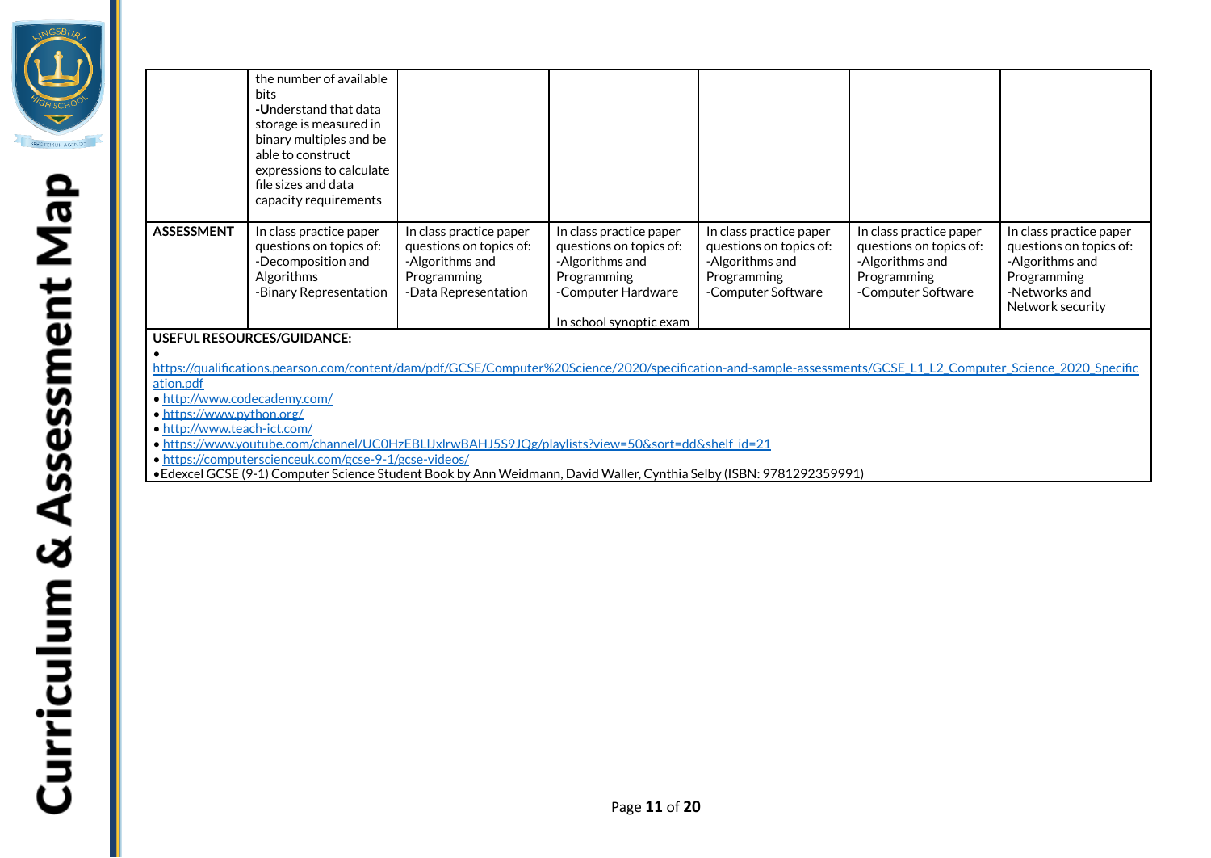| | | | | | | |
|---|---|---|---|---|---|---|
| | the number of available bits<br>-**U**nderstand that data storage is measured in binary multiples and be able to construct expressions to calculate file sizes and data capacity requirements | | | | | |
| **ASSESSMENT** | In class practice paper questions on topics of:<br>-Decomposition and Algorithms<br>-Binary Representation | In class practice paper questions on topics of:<br>-Algorithms and Programming<br>-Data Representation | In class practice paper questions on topics of:<br>-Algorithms and Programming<br>-Computer Hardware<br><br>In school synoptic exam | In class practice paper questions on topics of:<br>-Algorithms and Programming<br>-Computer Software | In class practice paper questions on topics of:<br>-Algorithms and Programming<br>-Computer Software | In class practice paper questions on topics of:<br>-Algorithms and Programming<br>-Networks and Network security |

**USEFUL RESOURCES/GUIDANCE:**

- https://qualifications.pearson.com/content/dam/pdf/GCSE/Computer%20Science/2020/specification-and-sample-assessments/GCSE_L1_L2_Computer_Science_2020_Specification.pdf
- http://www.codecademy.com/
- https://www.python.org/
- http://www.teach-ict.com/
- https://www.youtube.com/channel/UC0HzEBLlJxlrwBAHJ5S9JQg/playlists?view=50&sort=dd&shelf_id=21
- https://computerscienceuk.com/gcse-9-1/gcse-videos/
- Edexcel GCSE (9-1) Computer Science Student Book by Ann Weidmann, David Waller, Cynthia Selby (ISBN: 9781292359991)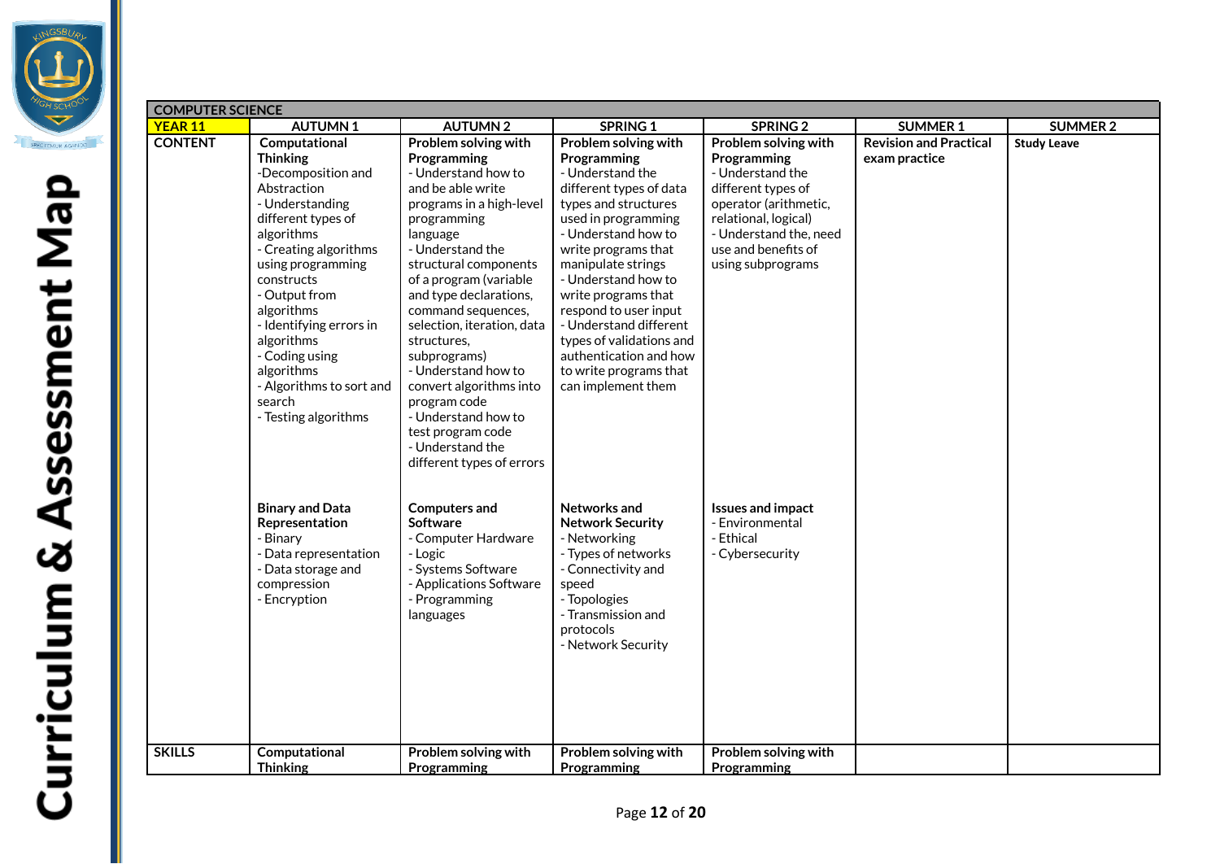# Curriculum & Assessment Map

| COMPUTER SCIENCE | | | | | | |
|---|---|---|---|---|---|---|
| **YEAR 11** | **AUTUMN 1** | **AUTUMN 2** | **SPRING 1** | **SPRING 2** | **SUMMER 1** | **SUMMER 2** |
| **CONTENT** | **Computational Thinking**<br>-Decomposition and Abstraction<br>- Understanding different types of algorithms<br>- Creating algorithms using programming constructs<br>- Output from algorithms<br>- Identifying errors in algorithms<br>- Coding using algorithms<br>- Algorithms to sort and search<br>- Testing algorithms<br><br>**Binary and Data Representation**<br>- Binary<br>- Data representation<br>- Data storage and compression<br>- Encryption | **Problem solving with Programming**<br>- Understand how to and be able write programs in a high-level programming language<br>- Understand the structural components of a program (variable and type declarations, command sequences, selection, iteration, data structures, subprograms)<br>- Understand how to convert algorithms into program code<br>- Understand how to test program code<br>- Understand the different types of errors<br><br>**Computers and Software**<br>- Computer Hardware<br>- Logic<br>- Systems Software<br>- Applications Software<br>- Programming languages | **Problem solving with Programming**<br>- Understand the different types of data types and structures used in programming<br>- Understand how to write programs that manipulate strings<br>- Understand how to write programs that respond to user input<br>- Understand different types of validations and authentication and how to write programs that can implement them<br><br>**Networks and Network Security**<br>- Networking<br>- Types of networks<br>- Connectivity and speed<br>- Topologies<br>- Transmission and protocols<br>- Network Security | **Problem solving with Programming**<br>- Understand the different types of operator (arithmetic, relational, logical)<br>- Understand the, need use and benefits of using subprograms<br><br>**Issues and impact**<br>- Environmental<br>- Ethical<br>- Cybersecurity | **Revision and Practical exam practice** | **Study Leave** |
| **SKILLS** | **Computational Thinking** | **Problem solving with Programming** | **Problem solving with Programming** | **Problem solving with Programming** | | |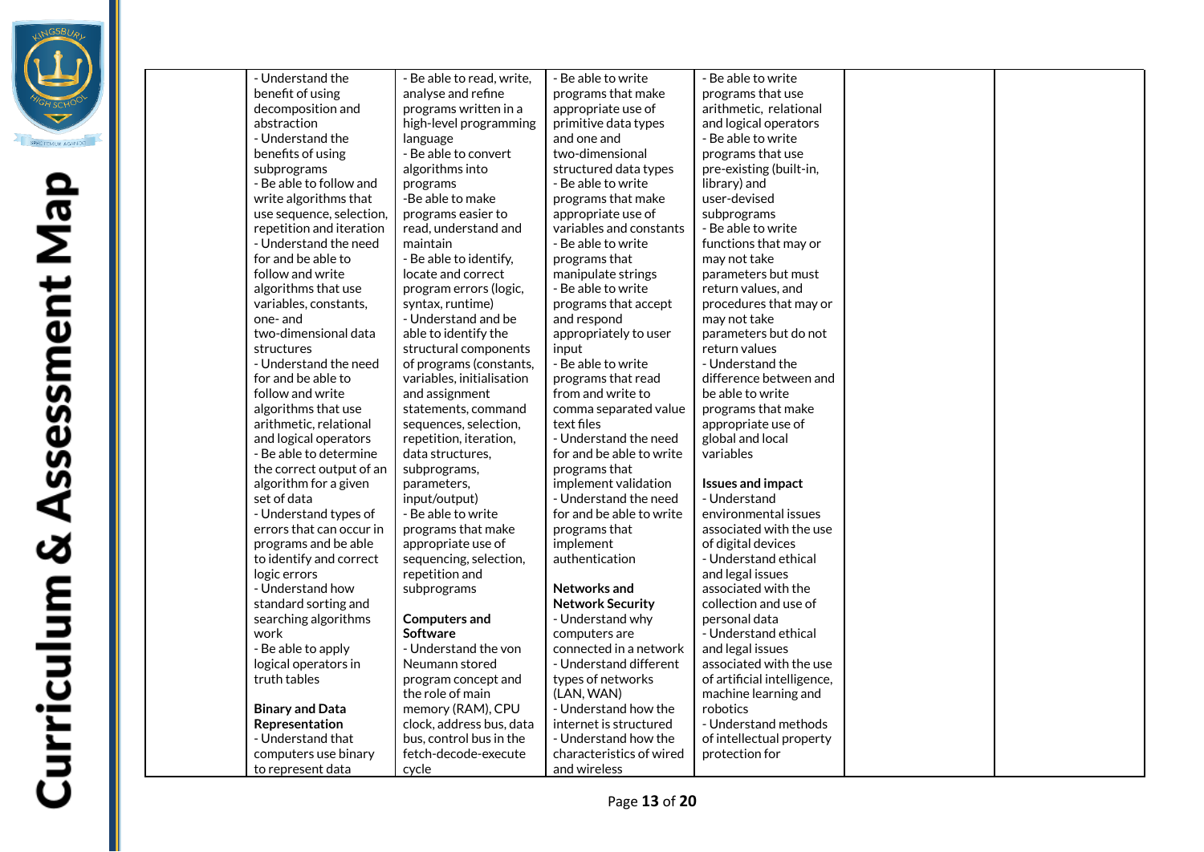| | | | | | | |
|---|---|---|---|---|---|---|
| | - Understand the benefit of using decomposition and abstraction<br>- Understand the benefits of using subprograms<br>- Be able to follow and write algorithms that use sequence, selection, repetition and iteration<br>- Understand the need for and be able to follow and write algorithms that use variables, constants, one- and two-dimensional data structures<br>- Understand the need for and be able to follow and write algorithms that use arithmetic, relational and logical operators<br>- Be able to determine the correct output of an algorithm for a given set of data<br>- Understand types of errors that can occur in programs and be able to identify and correct logic errors<br>- Understand how standard sorting and searching algorithms work<br>- Be able to apply logical operators in truth tables<br><br>**Binary and Data Representation**<br>- Understand that computers use binary to represent data | - Be able to read, write, analyse and refine programs written in a high-level programming language<br>- Be able to convert algorithms into programs<br>-Be able to make programs easier to read, understand and maintain<br>- Be able to identify, locate and correct program errors (logic, syntax, runtime)<br>- Understand and be able to identify the structural components of programs (constants, variables, initialisation and assignment statements, command sequences, selection, repetition, iteration, data structures, subprograms, parameters, input/output)<br>- Be able to write programs that make appropriate use of sequencing, selection, repetition and subprograms<br><br>**Computers and Software**<br>- Understand the von Neumann stored program concept and the role of main memory (RAM), CPU clock, address bus, data bus, control bus in the fetch-decode-execute cycle | - Be able to write programs that make appropriate use of primitive data types and one and two-dimensional structured data types<br>- Be able to write programs that make appropriate use of variables and constants<br>- Be able to write programs that manipulate strings<br>- Be able to write programs that accept and respond appropriately to user input<br>- Be able to write programs that read from and write to comma separated value text files<br>- Understand the need for and be able to write programs that implement validation<br>- Understand the need for and be able to write programs that implement authentication<br><br>**Networks and Network Security**<br>- Understand why computers are connected in a network<br>- Understand different types of networks (LAN, WAN)<br>- Understand how the internet is structured<br>- Understand how the characteristics of wired and wireless | - Be able to write programs that use arithmetic, relational and logical operators<br>- Be able to write programs that use pre-existing (built-in, library) and user-devised subprograms<br>- Be able to write functions that may or may not take parameters but must return values, and procedures that may or may not take parameters but do not return values<br>- Understand the difference between and be able to write programs that make appropriate use of global and local variables<br><br>**Issues and impact**<br>- Understand environmental issues associated with the use of digital devices<br>- Understand ethical and legal issues associated with the collection and use of personal data<br>- Understand ethical and legal issues associated with the use of artificial intelligence, machine learning and robotics<br>- Understand methods of intellectual property protection for | | |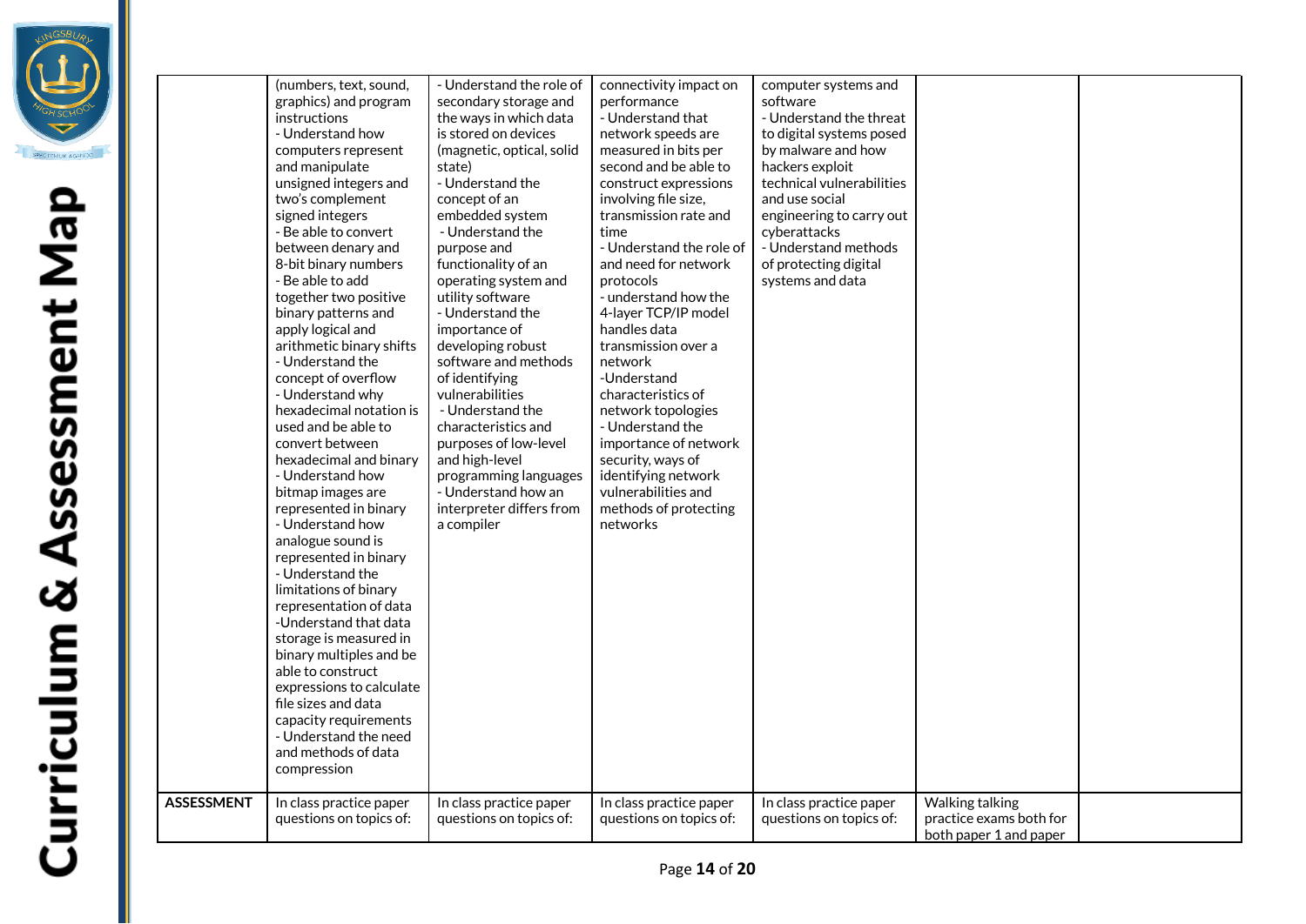| | | | | | | |
|---|---|---|---|---|---|---|
| | (numbers, text, sound, graphics) and program instructions<br>- Understand how computers represent and manipulate unsigned integers and two's complement signed integers<br>- Be able to convert between denary and 8-bit binary numbers<br>- Be able to add together two positive binary patterns and apply logical and arithmetic binary shifts<br>- Understand the concept of overflow<br>- Understand why hexadecimal notation is used and be able to convert between hexadecimal and binary<br>- Understand how bitmap images are represented in binary<br>- Understand how analogue sound is represented in binary<br>- Understand the limitations of binary representation of data<br>-Understand that data storage is measured in binary multiples and be able to construct expressions to calculate file sizes and data capacity requirements<br>- Understand the need and methods of data compression | - Understand the role of secondary storage and the ways in which data is stored on devices (magnetic, optical, solid state)<br>- Understand the concept of an embedded system<br>- Understand the purpose and functionality of an operating system and utility software<br>- Understand the importance of developing robust software and methods of identifying vulnerabilities<br>- Understand the characteristics and purposes of low-level and high-level programming languages<br>- Understand how an interpreter differs from a compiler | connectivity impact on performance<br>- Understand that network speeds are measured in bits per second and be able to construct expressions involving file size, transmission rate and time<br>- Understand the role of and need for network protocols<br>- understand how the 4-layer TCP/IP model handles data transmission over a network<br>-Understand characteristics of network topologies<br>- Understand the importance of network security, ways of identifying network vulnerabilities and methods of protecting networks | computer systems and software<br>- Understand the threat to digital systems posed by malware and how hackers exploit technical vulnerabilities and use social engineering to carry out cyberattacks<br>- Understand methods of protecting digital systems and data | | |
| **ASSESSMENT** | In class practice paper questions on topics of: | In class practice paper questions on topics of: | In class practice paper questions on topics of: | In class practice paper questions on topics of: | Walking talking practice exams both for both paper 1 and paper | |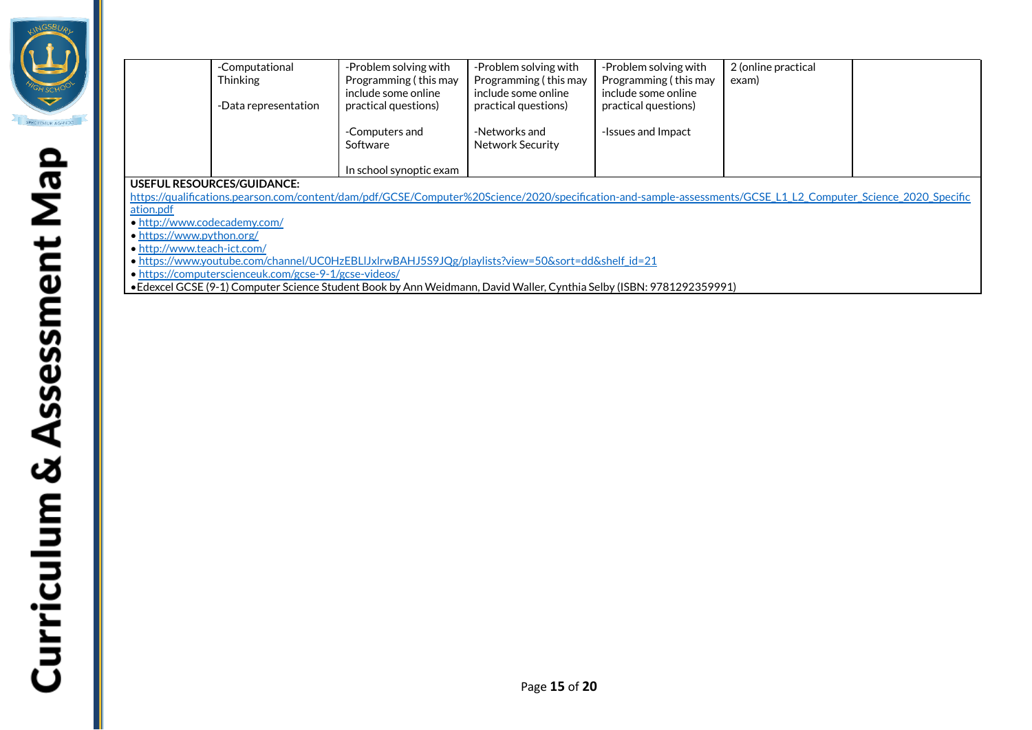| | | | | | | |
|---|---|---|---|---|---|---|
| | -Computational Thinking<br><br>-Data representation | -Problem solving with Programming ( this may include some online practical questions)<br><br>-Computers and Software<br><br>In school synoptic exam | -Problem solving with Programming ( this may include some online practical questions)<br><br>-Networks and Network Security | -Problem solving with Programming ( this may include some online practical questions)<br><br>-Issues and Impact | 2 (online practical exam) | |

**USEFUL RESOURCES/GUIDANCE:**

https://qualifications.pearson.com/content/dam/pdf/GCSE/Computer%20Science/2020/specification-and-sample-assessments/GCSE_L1_L2_Computer_Science_2020_Specification.pdf

- http://www.codecademy.com/
- https://www.python.org/
- http://www.teach-ict.com/
- https://www.youtube.com/channel/UC0HzEBLlJxlrwBAHJ5S9JQg/playlists?view=50&sort=dd&shelf_id=21
- https://computerscienceuk.com/gcse-9-1/gcse-videos/
- Edexcel GCSE (9-1) Computer Science Student Book by Ann Weidmann, David Waller, Cynthia Selby (ISBN: 9781292359991)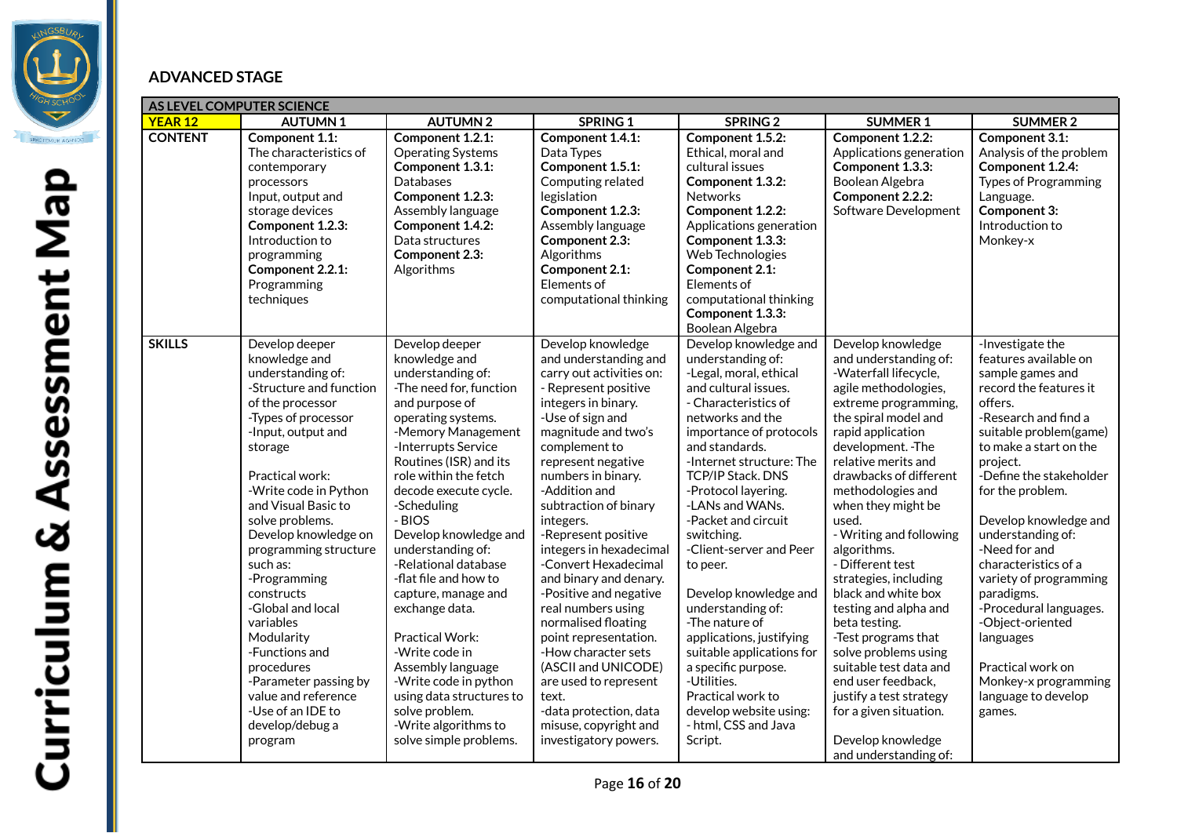## ADVANCED STAGE

| AS LEVEL COMPUTER SCIENCE | | | | | | |
|---|---|---|---|---|---|---|
| **YEAR 12** | **AUTUMN 1** | **AUTUMN 2** | **SPRING 1** | **SPRING 2** | **SUMMER 1** | **SUMMER 2** |
| **CONTENT** | **Component 1.1:** The characteristics of contemporary processors Input, output and storage devices **Component 1.2.3:** Introduction to programming **Component 2.2.1:** Programming techniques | **Component 1.2.1:** Operating Systems **Component 1.3.1:** Databases **Component 1.2.3:** Assembly language **Component 1.4.2:** Data structures **Component 2.3:** Algorithms | **Component 1.4.1:** Data Types **Component 1.5.1:** Computing related legislation **Component 1.2.3:** Assembly language **Component 2.3:** Algorithms **Component 2.1:** Elements of computational thinking | **Component 1.5.2:** Ethical, moral and cultural issues **Component 1.3.2:** Networks **Component 1.2.2:** Applications generation **Component 1.3.3:** Web Technologies **Component 2.1:** Elements of computational thinking **Component 1.3.3:** Boolean Algebra | **Component 1.2.2:** Applications generation **Component 1.3.3:** Boolean Algebra **Component 2.2.2:** Software Development | **Component 3.1:** Analysis of the problem **Component 1.2.4:** Types of Programming Language. **Component 3:** Introduction to Monkey-x |
| **SKILLS** | Develop deeper knowledge and understanding of: -Structure and function of the processor -Types of processor -Input, output and storage<br><br>Practical work: -Write code in Python and Visual Basic to solve problems. Develop knowledge on programming structure such as: -Programming constructs -Global and local variables Modularity -Functions and procedures -Parameter passing by value and reference -Use of an IDE to develop/debug a program | Develop deeper knowledge and understanding of: -The need for, function and purpose of operating systems. -Memory Management -Interrupts Service Routines (ISR) and its role within the fetch decode execute cycle. -Scheduling - BIOS Develop knowledge and understanding of: -Relational database -flat file and how to capture, manage and exchange data.<br><br>Practical Work: -Write code in Assembly language -Write code in python using data structures to solve problem. -Write algorithms to solve simple problems. | Develop knowledge and understanding and carry out activities on: - Represent positive integers in binary. -Use of sign and magnitude and two's complement to represent negative numbers in binary. -Addition and subtraction of binary integers. -Represent positive integers in hexadecimal -Convert Hexadecimal and binary and denary. -Positive and negative real numbers using normalised floating point representation. -How character sets (ASCII and UNICODE) are used to represent text. -data protection, data misuse, copyright and investigatory powers. | Develop knowledge and understanding of: -Legal, moral, ethical and cultural issues. - Characteristics of networks and the importance of protocols and standards. -Internet structure: The TCP/IP Stack. DNS -Protocol layering. -LANs and WANs. -Packet and circuit switching. -Client-server and Peer to peer.<br><br>Develop knowledge and understanding of: -The nature of applications, justifying suitable applications for a specific purpose. -Utilities. Practical work to develop website using: - html, CSS and Java Script. | Develop knowledge and understanding of: -Waterfall lifecycle, agile methodologies, extreme programming, the spiral model and rapid application development. -The relative merits and drawbacks of different methodologies and when they might be used. - Writing and following algorithms. - Different test strategies, including black and white box testing and alpha and beta testing. -Test programs that solve problems using suitable test data and end user feedback, justify a test strategy for a given situation.<br><br>Develop knowledge and understanding of: | -Investigate the features available on sample games and record the features it offers. -Research and find a suitable problem(game) to make a start on the project. -Define the stakeholder for the problem.<br><br>Develop knowledge and understanding of: -Need for and characteristics of a variety of programming paradigms. -Procedural languages. -Object-oriented languages<br><br>Practical work on Monkey-x programming language to develop games. |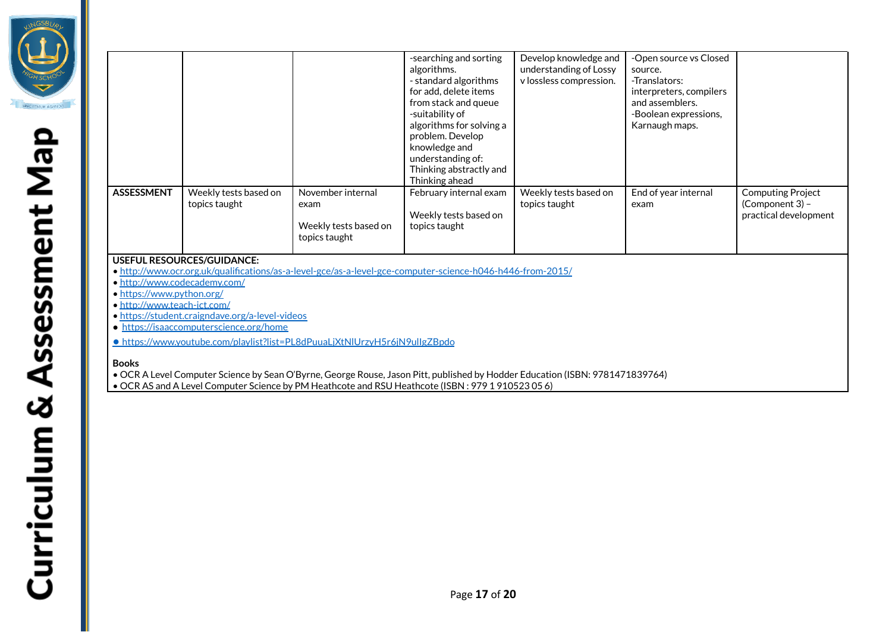| | | | | | | |
|---|---|---|---|---|---|---|
| | | | -searching and sorting algorithms.<br>- standard algorithms for add, delete items from stack and queue<br>-suitability of algorithms for solving a problem. Develop knowledge and understanding of: Thinking abstractly and Thinking ahead | Develop knowledge and understanding of Lossy v lossless compression. | -Open source vs Closed source.<br>-Translators: interpreters, compilers and assemblers.<br>-Boolean expressions, Karnaugh maps. | |
| **ASSESSMENT** | Weekly tests based on topics taught | November internal exam<br><br>Weekly tests based on topics taught | February internal exam<br><br>Weekly tests based on topics taught | Weekly tests based on topics taught | End of year internal exam | Computing Project (Component 3) – practical development |

**USEFUL RESOURCES/GUIDANCE:**

- http://www.ocr.org.uk/qualifications/as-a-level-gce/as-a-level-gce-computer-science-h046-h446-from-2015/
- http://www.codecademy.com/
- https://www.python.org/
- http://www.teach-ict.com/
- https://student.craigndave.org/a-level-videos
- https://isaaccomputerscience.org/home
- https://www.youtube.com/playlist?list=PL8dPuuaLjXtNlUrzyH5r6jN9ulIgZBpdo

**Books**

- OCR A Level Computer Science by Sean O'Byrne, George Rouse, Jason Pitt, published by Hodder Education (ISBN: 9781471839764)
- OCR AS and A Level Computer Science by PM Heathcote and RSU Heathcote (ISBN : 979 1 910523 05 6)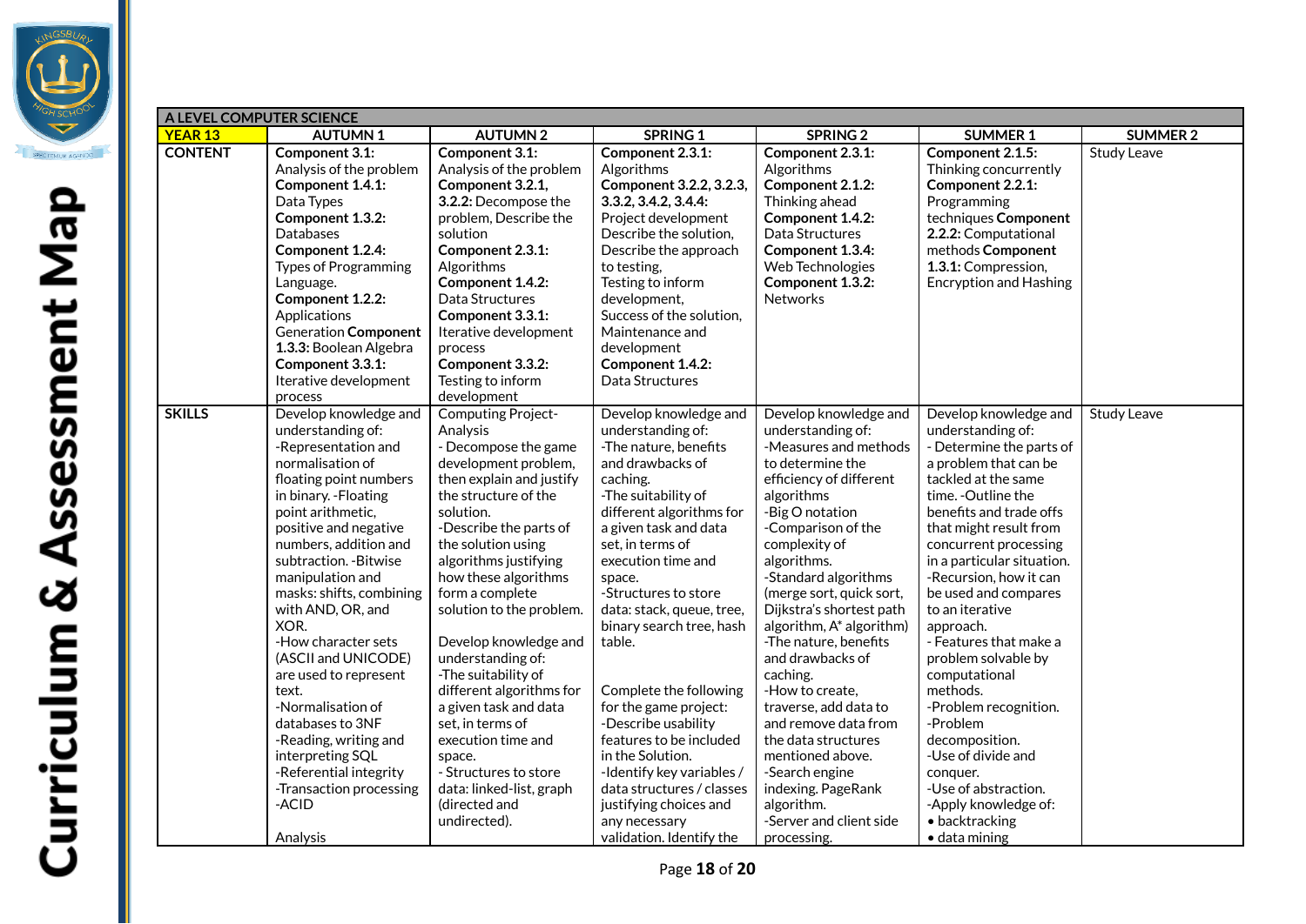# Curriculum & Assessment Map

| A LEVEL COMPUTER SCIENCE | | | | | | |
|---|---|---|---|---|---|---|
| **YEAR 13** | **AUTUMN 1** | **AUTUMN 2** | **SPRING 1** | **SPRING 2** | **SUMMER 1** | **SUMMER 2** |
| **CONTENT** | **Component 3.1:** Analysis of the problem **Component 1.4.1:** Data Types **Component 1.3.2:** Databases **Component 1.2.4:** Types of Programming Language. **Component 1.2.2:** Applications Generation **Component 1.3.3:** Boolean Algebra **Component 3.3.1:** Iterative development process | **Component 3.1:** Analysis of the problem **Component 3.2.1, 3.2.2:** Decompose the problem, Describe the solution **Component 2.3.1:** Algorithms **Component 1.4.2:** Data Structures **Component 3.3.1:** Iterative development process **Component 3.3.2:** Testing to inform development | **Component 2.3.1:** Algorithms **Component 3.2.2, 3.2.3, 3.3.2, 3.4.2, 3.4.4:** Project development Describe the solution, Describe the approach to testing, Testing to inform development, Success of the solution, Maintenance and development **Component 1.4.2:** Data Structures | **Component 2.3.1:** Algorithms **Component 2.1.2:** Thinking ahead **Component 1.4.2:** Data Structures **Component 1.3.4:** Web Technologies **Component 1.3.2:** Networks | **Component 2.1.5:** Thinking concurrently **Component 2.2.1:** Programming techniques **Component 2.2.2:** Computational methods **Component 1.3.1:** Compression, Encryption and Hashing | Study Leave |
| **SKILLS** | Develop knowledge and understanding of:<br>-Representation and normalisation of floating point numbers in binary. -Floating point arithmetic, positive and negative numbers, addition and subtraction. -Bitwise manipulation and masks: shifts, combining with AND, OR, and XOR.<br>-How character sets (ASCII and UNICODE) are used to represent text.<br>-Normalisation of databases to 3NF<br>-Reading, writing and interpreting SQL<br>-Referential integrity<br>-Transaction processing<br>-ACID<br><br>Analysis | Computing Project- Analysis<br>- Decompose the game development problem, then explain and justify the structure of the solution.<br>-Describe the parts of the solution using algorithms justifying how these algorithms form a complete solution to the problem.<br><br>Develop knowledge and understanding of:<br>-The suitability of different algorithms for a given task and data set, in terms of execution time and space.<br>- Structures to store data: linked-list, graph (directed and undirected). | Develop knowledge and understanding of:<br>-The nature, benefits and drawbacks of caching.<br>-The suitability of different algorithms for a given task and data set, in terms of execution time and space.<br>-Structures to store data: stack, queue, tree, binary search tree, hash table.<br><br>Complete the following for the game project:<br>-Describe usability features to be included in the Solution.<br>-Identify key variables / data structures / classes justifying choices and any necessary validation. Identify the | Develop knowledge and understanding of:<br>-Measures and methods to determine the efficiency of different algorithms<br>-Big O notation<br>-Comparison of the complexity of algorithms.<br>-Standard algorithms (merge sort, quick sort, Dijkstra's shortest path algorithm, A* algorithm)<br>-The nature, benefits and drawbacks of caching.<br>-How to create, traverse, add data to and remove data from the data structures mentioned above.<br>-Search engine indexing. PageRank algorithm.<br>-Server and client side processing. | Develop knowledge and understanding of:<br>- Determine the parts of a problem that can be tackled at the same time. -Outline the benefits and trade offs that might result from concurrent processing in a particular situation.<br>-Recursion, how it can be used and compares to an iterative approach.<br>- Features that make a problem solvable by computational methods.<br>-Problem recognition.<br>-Problem decomposition.<br>-Use of divide and conquer.<br>-Use of abstraction.<br>-Apply knowledge of:<br>• backtracking<br>• data mining | Study Leave |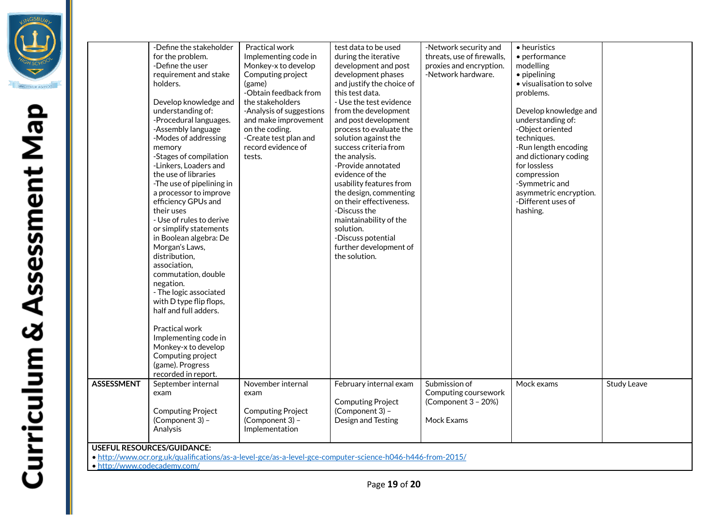| | | | | | | |
|---|---|---|---|---|---|---|
| | -Define the stakeholder for the problem.<br>-Define the user requirement and stake holders.<br><br>Develop knowledge and understanding of:<br>-Procedural languages.<br>-Assembly language<br>-Modes of addressing memory<br>-Stages of compilation<br>-Linkers, Loaders and the use of libraries<br>-The use of pipelining in a processor to improve efficiency GPUs and their uses<br>- Use of rules to derive or simplify statements in Boolean algebra: De Morgan's Laws, distribution, association, commutation, double negation.<br>- The logic associated with D type flip flops, half and full adders.<br><br>Practical work<br>Implementing code in Monkey-x to develop Computing project (game). Progress recorded in report. | Practical work<br>Implementing code in Monkey-x to develop Computing project (game)<br>-Obtain feedback from the stakeholders<br>-Analysis of suggestions and make improvement on the coding.<br>-Create test plan and record evidence of tests. | test data to be used during the iterative development and post development phases and justify the choice of this test data.<br>- Use the test evidence from the development and post development process to evaluate the solution against the success criteria from the analysis.<br>-Provide annotated evidence of the usability features from the design, commenting on their effectiveness.<br>-Discuss the maintainability of the solution.<br>-Discuss potential further development of the solution. | -Network security and threats, use of firewalls, proxies and encryption.<br>-Network hardware. | • heuristics<br>• performance modelling<br>• pipelining<br>• visualisation to solve problems.<br><br>Develop knowledge and understanding of:<br>-Object oriented techniques.<br>-Run length encoding and dictionary coding for lossless compression<br>-Symmetric and asymmetric encryption.<br>-Different uses of hashing. | |
| **ASSESSMENT** | September internal exam<br><br>Computing Project (Component 3) – Analysis | November internal exam<br><br>Computing Project (Component 3) – Implementation | February internal exam<br><br>Computing Project (Component 3) – Design and Testing | Submission of Computing coursework (Component 3 – 20%)<br><br>Mock Exams | Mock exams | Study Leave |

**USEFUL RESOURCES/GUIDANCE:**

- http://www.ocr.org.uk/qualifications/as-a-level-gce/as-a-level-gce-computer-science-h046-h446-from-2015/
- http://www.codecademy.com/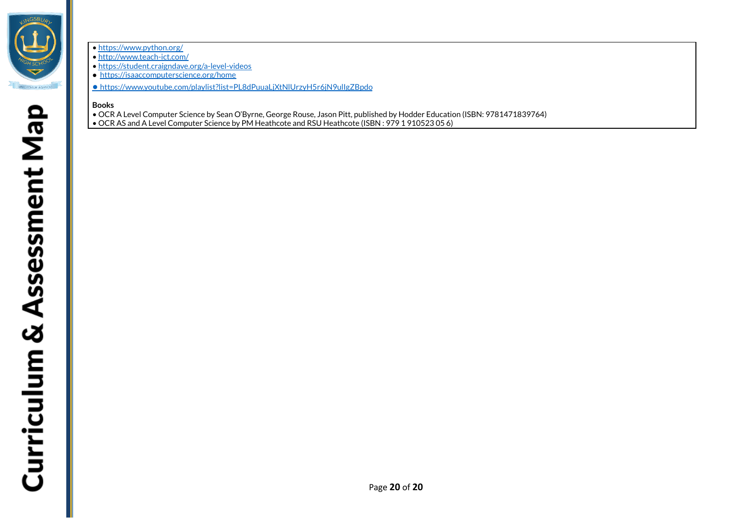- https://www.python.org/
- http://www.teach-ict.com/
- https://student.craigndave.org/a-level-videos
- https://isaaccomputerscience.org/home
- https://www.youtube.com/playlist?list=PL8dPuuaLjXtNlUrzyH5r6jN9ulIgZBpdo

**Books**

- OCR A Level Computer Science by Sean O'Byrne, George Rouse, Jason Pitt, published by Hodder Education (ISBN: 9781471839764)
- OCR AS and A Level Computer Science by PM Heathcote and RSU Heathcote (ISBN : 979 1 910523 05 6)